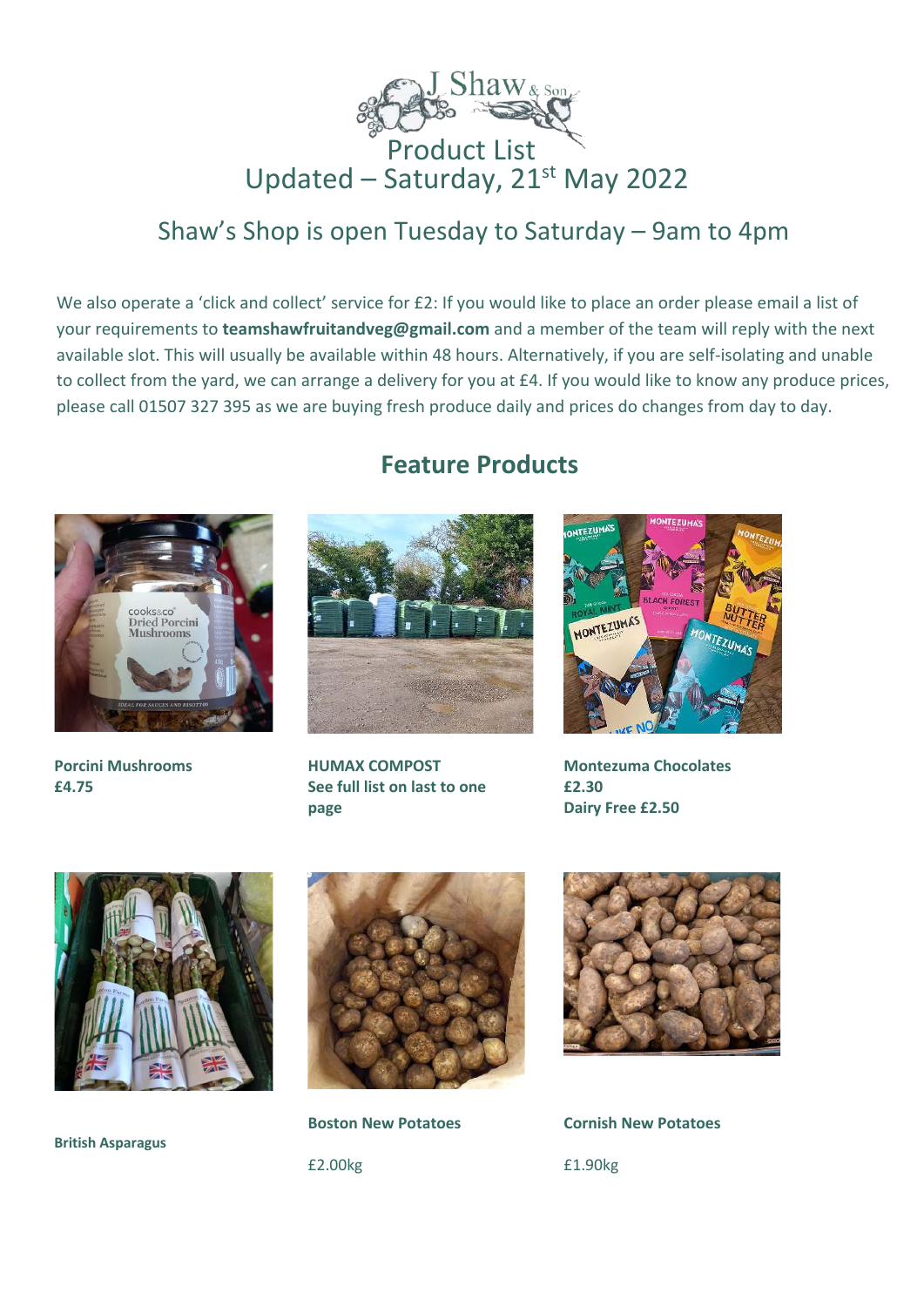J Shaw & Son

# Product List

## Updated – Saturday, 21st May 2022

## Shaw's Shop is open Tuesday to Saturday – 9am to 4pm

We also operate a 'click and collect' service for £2: If you would like to place an order please email a list of your requirements to **teamshawfruitandveg@gmail.com** and a member of the team will reply with the next available slot. This will usually be available within 48 hours. Alternatively, if you are self-isolating and unable to collect from the yard, we can arrange a delivery for you at £4. If you would like to know any produce prices, please call 01507 327 395 as we are buying fresh produce daily and prices do changes from day to day.

## Feature Products

**Porcini Mushrooms**
**£4.75**

**HUMAX COMPOST**
**See full list on last to one page**

**Montezuma Chocolates**
**£2.30**
**Dairy Free £2.50**

**British Asparagus**

**Boston New Potatoes**

£2.00kg

**Cornish New Potatoes**

£1.90kg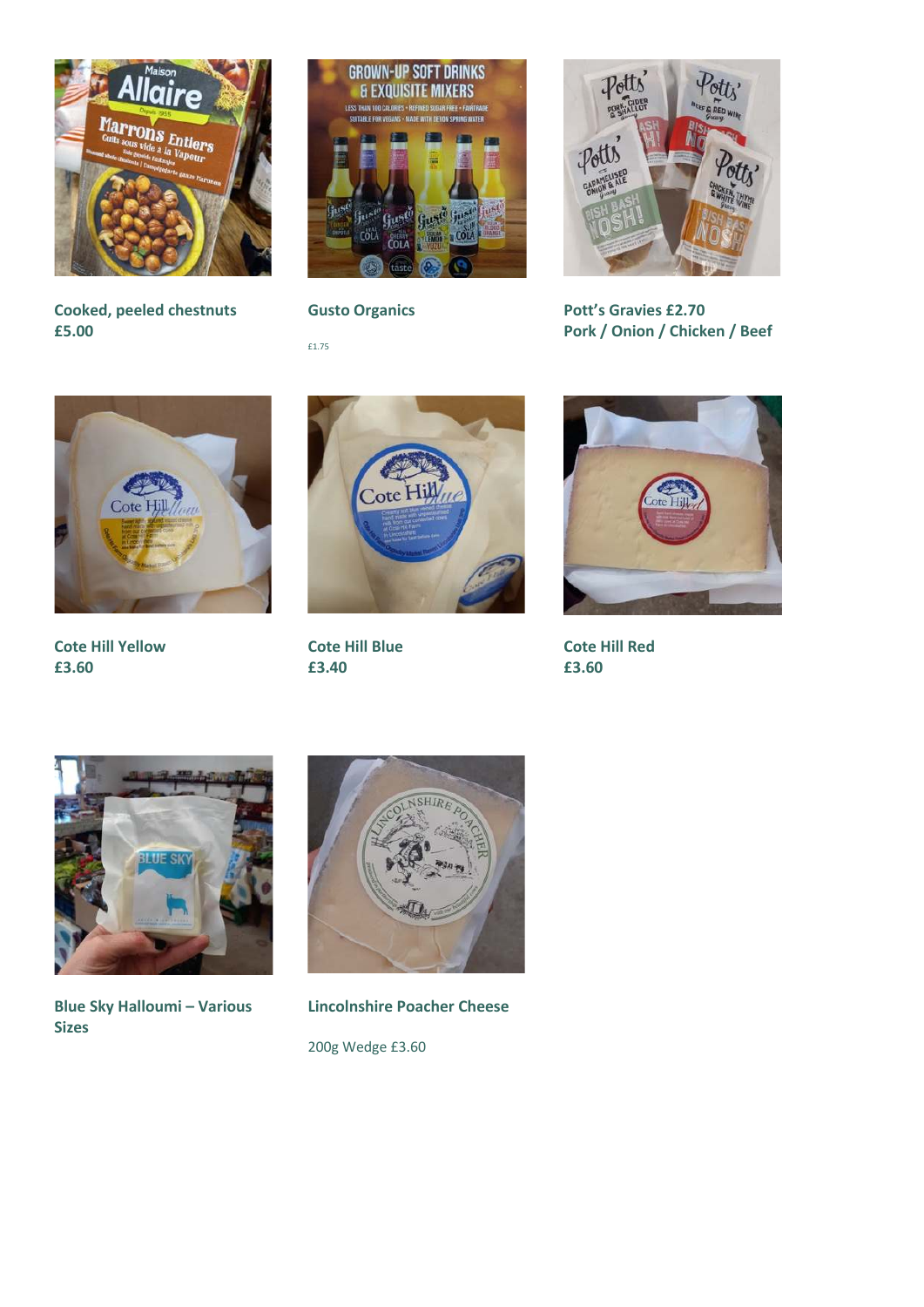**Cooked, peeled chestnuts**
**£5.00**

**Gusto Organics**

£1.75

**Pott's Gravies £2.70**
**Pork / Onion / Chicken / Beef**

**Cote Hill Yellow**
**£3.60**

**Cote Hill Blue**
**£3.40**

**Cote Hill Red**
**£3.60**

**Blue Sky Halloumi – Various Sizes**

**Lincolnshire Poacher Cheese**

200g Wedge £3.60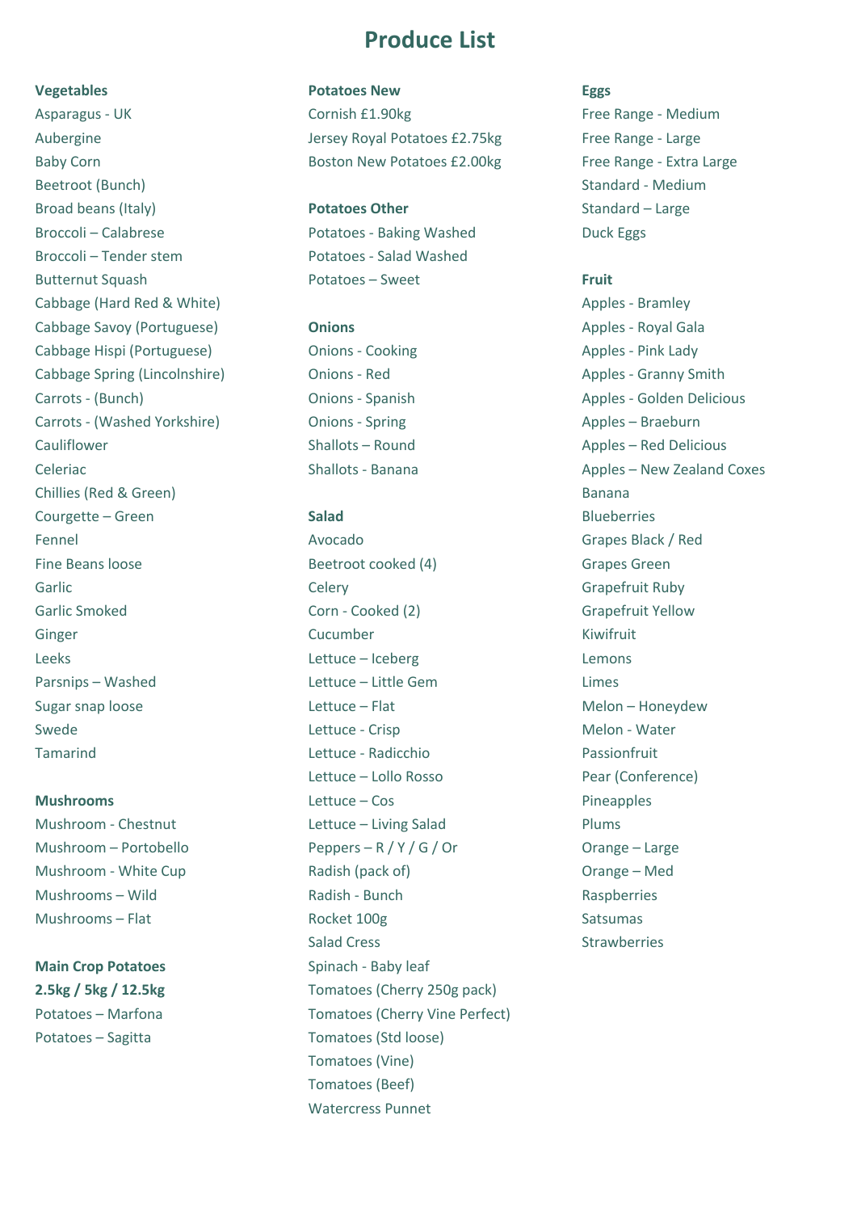# Produce List

**Vegetables**

Asparagus - UK
Aubergine
Baby Corn
Beetroot (Bunch)
Broad beans (Italy)
Broccoli – Calabrese
Broccoli – Tender stem
Butternut Squash
Cabbage (Hard Red & White)
Cabbage Savoy (Portuguese)
Cabbage Hispi (Portuguese)
Cabbage Spring (Lincolnshire)
Carrots - (Bunch)
Carrots - (Washed Yorkshire)
Cauliflower
Celeriac
Chillies (Red & Green)
Courgette – Green
Fennel
Fine Beans loose
Garlic
Garlic Smoked
Ginger
Leeks
Parsnips – Washed
Sugar snap loose
Swede
Tamarind

**Mushrooms**

Mushroom - Chestnut
Mushroom – Portobello
Mushroom - White Cup
Mushrooms – Wild
Mushrooms – Flat

**Main Crop Potatoes**

**2.5kg / 5kg / 12.5kg**

Potatoes – Marfona
Potatoes – Sagitta

**Potatoes New**

Cornish £1.90kg
Jersey Royal Potatoes £2.75kg
Boston New Potatoes £2.00kg

**Potatoes Other**

Potatoes - Baking Washed
Potatoes - Salad Washed
Potatoes – Sweet

**Onions**

Onions - Cooking
Onions - Red
Onions - Spanish
Onions - Spring
Shallots – Round
Shallots - Banana

**Salad**

Avocado
Beetroot cooked (4)
Celery
Corn - Cooked (2)
Cucumber
Lettuce – Iceberg
Lettuce – Little Gem
Lettuce – Flat
Lettuce - Crisp
Lettuce - Radicchio
Lettuce – Lollo Rosso
Lettuce – Cos
Lettuce – Living Salad
Peppers – R / Y / G / Or
Radish (pack of)
Radish - Bunch
Rocket 100g
Salad Cress
Spinach - Baby leaf
Tomatoes (Cherry 250g pack)
Tomatoes (Cherry Vine Perfect)
Tomatoes (Std loose)
Tomatoes (Vine)
Tomatoes (Beef)
Watercress Punnet

**Eggs**

Free Range - Medium
Free Range - Large
Free Range - Extra Large
Standard - Medium
Standard – Large
Duck Eggs

**Fruit**

Apples - Bramley
Apples - Royal Gala
Apples - Pink Lady
Apples - Granny Smith
Apples - Golden Delicious
Apples – Braeburn
Apples – Red Delicious
Apples – New Zealand Coxes
Banana
Blueberries
Grapes Black / Red
Grapes Green
Grapefruit Ruby
Grapefruit Yellow
Kiwifruit
Lemons
Limes
Melon – Honeydew
Melon - Water
Passionfruit
Pear (Conference)
Pineapples
Plums
Orange – Large
Orange – Med
Raspberries
Satsumas
Strawberries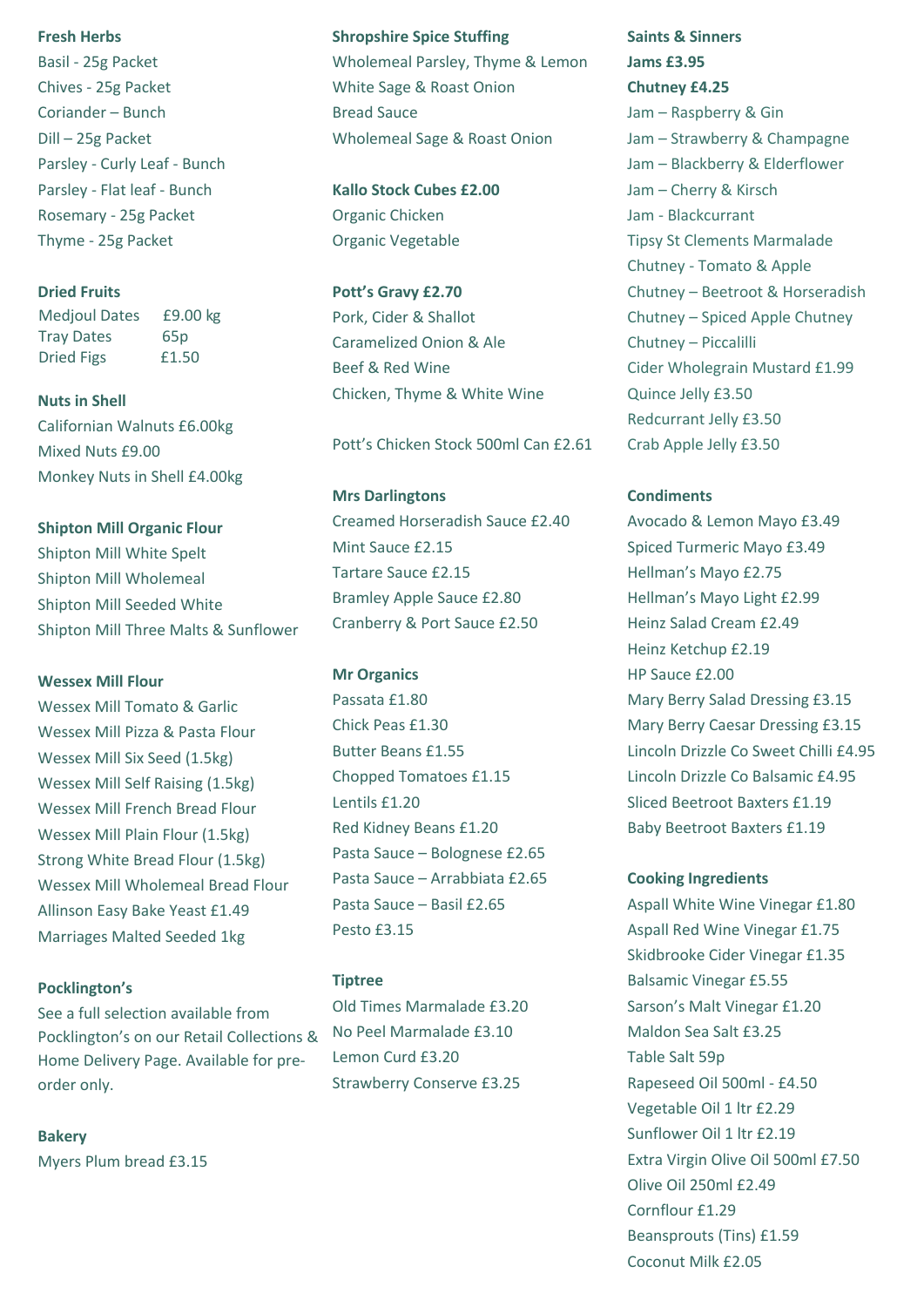**Fresh Herbs**

Basil - 25g Packet
Chives - 25g Packet
Coriander – Bunch
Dill – 25g Packet
Parsley - Curly Leaf - Bunch
Parsley - Flat leaf - Bunch
Rosemary - 25g Packet
Thyme - 25g Packet

**Dried Fruits**

| | |
|---|---|
| Medjoul Dates | £9.00 kg |
| Tray Dates | 65p |
| Dried Figs | £1.50 |

**Nuts in Shell**

Californian Walnuts £6.00kg
Mixed Nuts £9.00
Monkey Nuts in Shell £4.00kg

**Shipton Mill Organic Flour**

Shipton Mill White Spelt
Shipton Mill Wholemeal
Shipton Mill Seeded White
Shipton Mill Three Malts & Sunflower

**Wessex Mill Flour**

Wessex Mill Tomato & Garlic
Wessex Mill Pizza & Pasta Flour
Wessex Mill Six Seed (1.5kg)
Wessex Mill Self Raising (1.5kg)
Wessex Mill French Bread Flour
Wessex Mill Plain Flour (1.5kg)
Strong White Bread Flour (1.5kg)
Wessex Mill Wholemeal Bread Flour
Allinson Easy Bake Yeast £1.49
Marriages Malted Seeded 1kg

**Pocklington's**

See a full selection available from Pocklington's on our Retail Collections & Home Delivery Page. Available for pre-order only.

**Bakery**

Myers Plum bread £3.15

**Shropshire Spice Stuffing**

Wholemeal Parsley, Thyme & Lemon
White Sage & Roast Onion
Bread Sauce
Wholemeal Sage & Roast Onion

**Kallo Stock Cubes £2.00**

Organic Chicken
Organic Vegetable

**Pott's Gravy £2.70**

Pork, Cider & Shallot
Caramelized Onion & Ale
Beef & Red Wine
Chicken, Thyme & White Wine

Pott's Chicken Stock 500ml Can £2.61

**Mrs Darlingtons**

Creamed Horseradish Sauce £2.40
Mint Sauce £2.15
Tartare Sauce £2.15
Bramley Apple Sauce £2.80
Cranberry & Port Sauce £2.50

**Mr Organics**

Passata £1.80
Chick Peas £1.30
Butter Beans £1.55
Chopped Tomatoes £1.15
Lentils £1.20
Red Kidney Beans £1.20
Pasta Sauce – Bolognese £2.65
Pasta Sauce – Arrabbiata £2.65
Pasta Sauce – Basil £2.65
Pesto £3.15

**Tiptree**

Old Times Marmalade £3.20
No Peel Marmalade £3.10
Lemon Curd £3.20
Strawberry Conserve £3.25

**Saints & Sinners**

**Jams £3.95**

**Chutney £4.25**

Jam – Raspberry & Gin
Jam – Strawberry & Champagne
Jam – Blackberry & Elderflower
Jam – Cherry & Kirsch
Jam - Blackcurrant
Tipsy St Clements Marmalade
Chutney - Tomato & Apple
Chutney – Beetroot & Horseradish
Chutney – Spiced Apple Chutney
Chutney – Piccalilli
Cider Wholegrain Mustard £1.99
Quince Jelly £3.50
Redcurrant Jelly £3.50
Crab Apple Jelly £3.50

**Condiments**

Avocado & Lemon Mayo £3.49
Spiced Turmeric Mayo £3.49
Hellman's Mayo £2.75
Hellman's Mayo Light £2.99
Heinz Salad Cream £2.49
Heinz Ketchup £2.19
HP Sauce £2.00
Mary Berry Salad Dressing £3.15
Mary Berry Caesar Dressing £3.15
Lincoln Drizzle Co Sweet Chilli £4.95
Lincoln Drizzle Co Balsamic £4.95
Sliced Beetroot Baxters £1.19
Baby Beetroot Baxters £1.19

**Cooking Ingredients**

Aspall White Wine Vinegar £1.80
Aspall Red Wine Vinegar £1.75
Skidbrooke Cider Vinegar £1.35
Balsamic Vinegar £5.55
Sarson's Malt Vinegar £1.20
Maldon Sea Salt £3.25
Table Salt 59p
Rapeseed Oil 500ml - £4.50
Vegetable Oil 1 ltr £2.29
Sunflower Oil 1 ltr £2.19
Extra Virgin Olive Oil 500ml £7.50
Olive Oil 250ml £2.49
Cornflour £1.29
Beansprouts (Tins) £1.59
Coconut Milk £2.05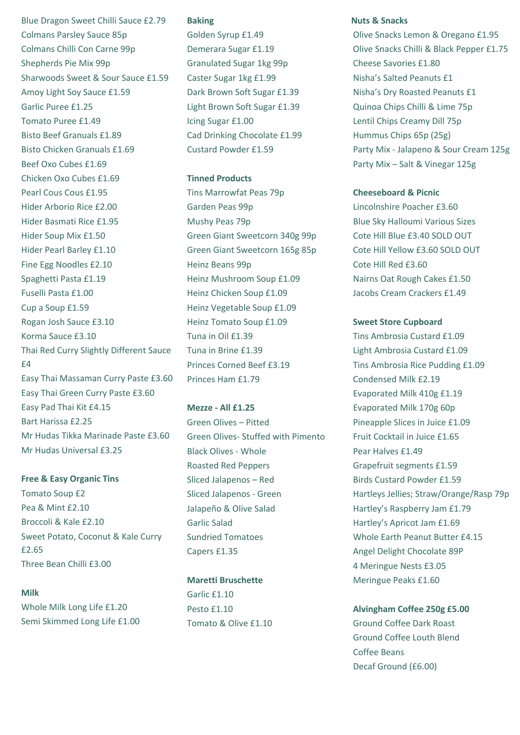Blue Dragon Sweet Chilli Sauce £2.79
Colmans Parsley Sauce 85p
Colmans Chilli Con Carne 99p
Shepherds Pie Mix 99p
Sharwoods Sweet & Sour Sauce £1.59
Amoy Light Soy Sauce £1.59
Garlic Puree £1.25
Tomato Puree £1.49
Bisto Beef Granuals £1.89
Bisto Chicken Granuals £1.69
Beef Oxo Cubes £1.69
Chicken Oxo Cubes £1.69
Pearl Cous Cous £1.95
Hider Arborio Rice £2.00
Hider Basmati Rice £1.95
Hider Soup Mix £1.50
Hider Pearl Barley £1.10
Fine Egg Noodles £2.10
Spaghetti Pasta £1.19
Fuselli Pasta £1.00
Cup a Soup £1.59
Rogan Josh Sauce £3.10
Korma Sauce £3.10
Thai Red Curry Slightly Different Sauce £4
Easy Thai Massaman Curry Paste £3.60
Easy Thai Green Curry Paste £3.60
Easy Pad Thai Kit £4.15
Bart Harissa £2.25
Mr Hudas Tikka Marinade Paste £3.60
Mr Hudas Universal £3.25

**Free & Easy Organic Tins**

Tomato Soup £2
Pea & Mint £2.10
Broccoli & Kale £2.10
Sweet Potato, Coconut & Kale Curry £2.65
Three Bean Chilli £3.00

**Milk**

Whole Milk Long Life £1.20
Semi Skimmed Long Life £1.00

**Baking**

Golden Syrup £1.49
Demerara Sugar £1.19
Granulated Sugar 1kg 99p
Caster Sugar 1kg £1.99
Dark Brown Soft Sugar £1.39
Light Brown Soft Sugar £1.39
Icing Sugar £1.00
Cad Drinking Chocolate £1.99
Custard Powder £1.59

**Tinned Products**

Tins Marrowfat Peas 79p
Garden Peas 99p
Mushy Peas 79p
Green Giant Sweetcorn 340g 99p
Green Giant Sweetcorn 165g 85p
Heinz Beans 99p
Heinz Mushroom Soup £1.09
Heinz Chicken Soup £1.09
Heinz Vegetable Soup £1.09
Heinz Tomato Soup £1.09
Tuna in Oil £1.39
Tuna in Brine £1.39
Princes Corned Beef £3.19
Princes Ham £1.79

**Mezze - All £1.25**

Green Olives – Pitted
Green Olives- Stuffed with Pimento
Black Olives - Whole
Roasted Red Peppers
Sliced Jalapenos – Red
Sliced Jalapenos - Green
Jalapeño & Olive Salad
Garlic Salad
Sundried Tomatoes
Capers £1.35

**Maretti Bruschette**

Garlic £1.10
Pesto £1.10
Tomato & Olive £1.10

**Nuts & Snacks**

Olive Snacks Lemon & Oregano £1.95
Olive Snacks Chilli & Black Pepper £1.75
Cheese Savories £1.80
Nisha's Salted Peanuts £1
Nisha's Dry Roasted Peanuts £1
Quinoa Chips Chilli & Lime 75p
Lentil Chips Creamy Dill 75p
Hummus Chips 65p (25g)
Party Mix - Jalapeno & Sour Cream 125g
Party Mix – Salt & Vinegar 125g

**Cheeseboard & Picnic**

Lincolnshire Poacher £3.60
Blue Sky Halloumi Various Sizes
Cote Hill Blue £3.40 SOLD OUT
Cote Hill Yellow £3.60 SOLD OUT
Cote Hill Red £3.60
Nairns Oat Rough Cakes £1.50
Jacobs Cream Crackers £1.49

**Sweet Store Cupboard**

Tins Ambrosia Custard £1.09
Light Ambrosia Custard £1.09
Tins Ambrosia Rice Pudding £1.09
Condensed Milk £2.19
Evaporated Milk 410g £1.19
Evaporated Milk 170g 60p
Pineapple Slices in Juice £1.09
Fruit Cocktail in Juice £1.65
Pear Halves £1.49
Grapefruit segments £1.59
Birds Custard Powder £1.59
Hartleys Jellies; Straw/Orange/Rasp 79p
Hartley's Raspberry Jam £1.79
Hartley's Apricot Jam £1.69
Whole Earth Peanut Butter £4.15
Angel Delight Chocolate 89P
4 Meringue Nests £3.05
Meringue Peaks £1.60

**Alvingham Coffee 250g £5.00**

Ground Coffee Dark Roast
Ground Coffee Louth Blend
Coffee Beans
Decaf Ground (£6.00)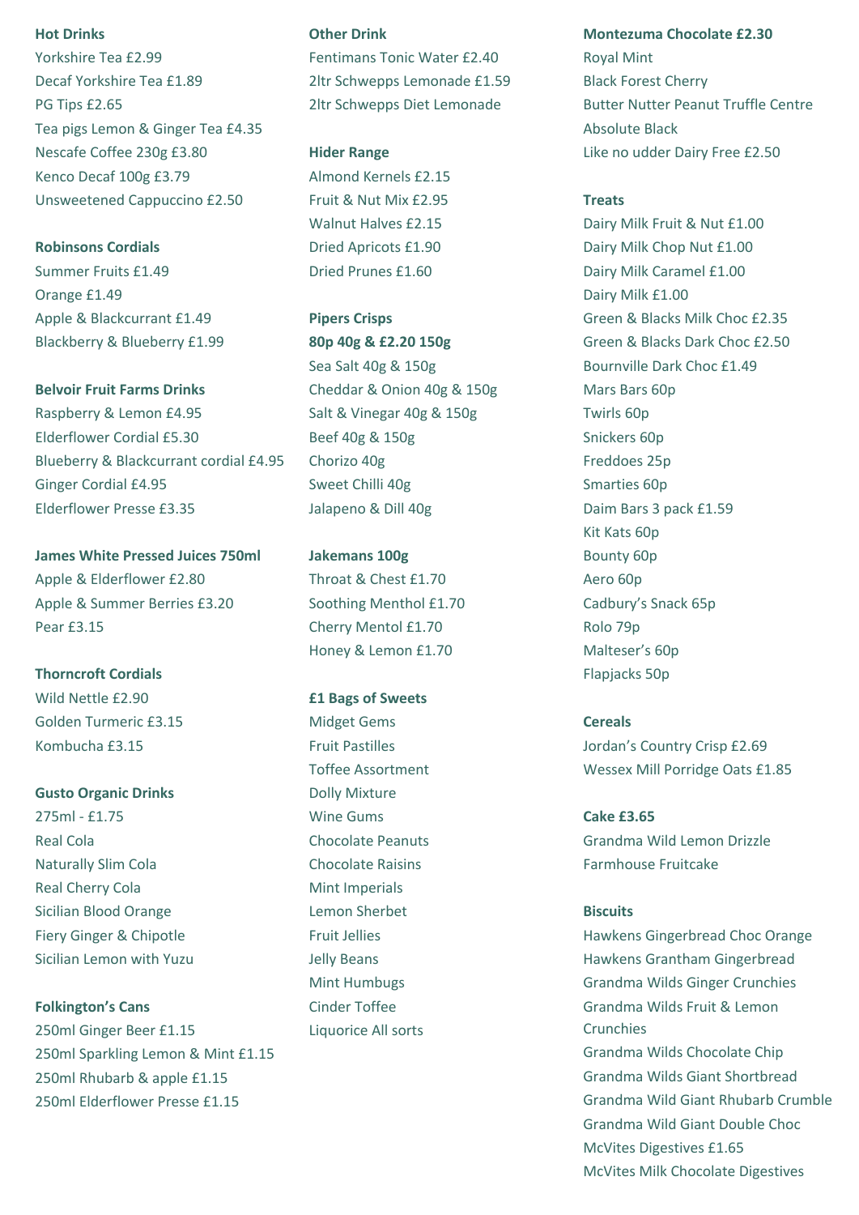**Hot Drinks**

Yorkshire Tea £2.99
Decaf Yorkshire Tea £1.89
PG Tips £2.65
Tea pigs Lemon & Ginger Tea £4.35
Nescafe Coffee 230g £3.80
Kenco Decaf 100g £3.79
Unsweetened Cappuccino £2.50

**Robinsons Cordials**

Summer Fruits £1.49
Orange £1.49
Apple & Blackcurrant £1.49
Blackberry & Blueberry £1.99

**Belvoir Fruit Farms Drinks**

Raspberry & Lemon £4.95
Elderflower Cordial £5.30
Blueberry & Blackcurrant cordial £4.95
Ginger Cordial £4.95
Elderflower Presse £3.35

**James White Pressed Juices 750ml**

Apple & Elderflower £2.80
Apple & Summer Berries £3.20
Pear £3.15

**Thorncroft Cordials**

Wild Nettle £2.90
Golden Turmeric £3.15
Kombucha £3.15

**Gusto Organic Drinks**

275ml - £1.75
Real Cola
Naturally Slim Cola
Real Cherry Cola
Sicilian Blood Orange
Fiery Ginger & Chipotle
Sicilian Lemon with Yuzu

**Folkington's Cans**

250ml Ginger Beer £1.15
250ml Sparkling Lemon & Mint £1.15
250ml Rhubarb & apple £1.15
250ml Elderflower Presse £1.15

**Other Drink**

Fentimans Tonic Water £2.40
2ltr Schwepps Lemonade £1.59
2ltr Schwepps Diet Lemonade

**Hider Range**

Almond Kernels £2.15
Fruit & Nut Mix £2.95
Walnut Halves £2.15
Dried Apricots £1.90
Dried Prunes £1.60

**Pipers Crisps**

**80p 40g & £2.20 150g**

Sea Salt 40g & 150g
Cheddar & Onion 40g & 150g
Salt & Vinegar 40g & 150g
Beef 40g & 150g
Chorizo 40g
Sweet Chilli 40g
Jalapeno & Dill 40g

**Jakemans 100g**

Throat & Chest £1.70
Soothing Menthol £1.70
Cherry Mentol £1.70
Honey & Lemon £1.70

**£1 Bags of Sweets**

Midget Gems
Fruit Pastilles
Toffee Assortment
Dolly Mixture
Wine Gums
Chocolate Peanuts
Chocolate Raisins
Mint Imperials
Lemon Sherbet
Fruit Jellies
Jelly Beans
Mint Humbugs
Cinder Toffee
Liquorice All sorts

**Montezuma Chocolate £2.30**

Royal Mint
Black Forest Cherry
Butter Nutter Peanut Truffle Centre
Absolute Black
Like no udder Dairy Free £2.50

**Treats**

Dairy Milk Fruit & Nut £1.00
Dairy Milk Chop Nut £1.00
Dairy Milk Caramel £1.00
Dairy Milk £1.00
Green & Blacks Milk Choc £2.35
Green & Blacks Dark Choc £2.50
Bournville Dark Choc £1.49
Mars Bars 60p
Twirls 60p
Snickers 60p
Freddoes 25p
Smarties 60p
Daim Bars 3 pack £1.59
Kit Kats 60p
Bounty 60p
Aero 60p
Cadbury's Snack 65p
Rolo 79p
Malteser's 60p
Flapjacks 50p

**Cereals**

Jordan's Country Crisp £2.69
Wessex Mill Porridge Oats £1.85

**Cake £3.65**

Grandma Wild Lemon Drizzle
Farmhouse Fruitcake

**Biscuits**

Hawkens Gingerbread Choc Orange
Hawkens Grantham Gingerbread
Grandma Wilds Ginger Crunchies
Grandma Wilds Fruit & Lemon Crunchies
Grandma Wilds Chocolate Chip
Grandma Wilds Giant Shortbread
Grandma Wild Giant Rhubarb Crumble
Grandma Wild Giant Double Choc
McVites Digestives £1.65
McVites Milk Chocolate Digestives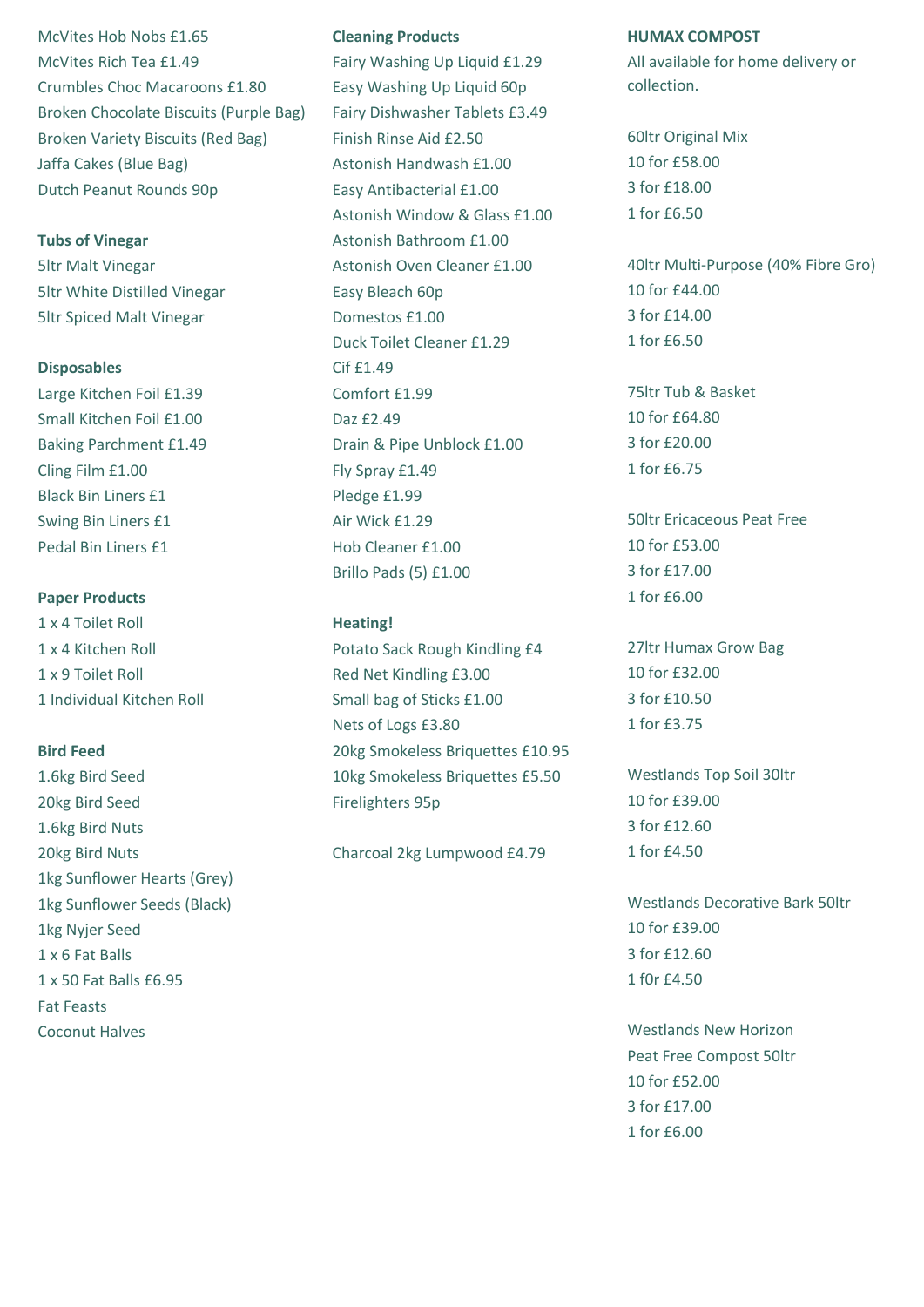McVites Hob Nobs £1.65
McVites Rich Tea £1.49
Crumbles Choc Macaroons £1.80
Broken Chocolate Biscuits (Purple Bag)
Broken Variety Biscuits (Red Bag)
Jaffa Cakes (Blue Bag)
Dutch Peanut Rounds 90p

**Tubs of Vinegar**
5ltr Malt Vinegar
5ltr White Distilled Vinegar
5ltr Spiced Malt Vinegar

**Disposables**
Large Kitchen Foil £1.39
Small Kitchen Foil £1.00
Baking Parchment £1.49
Cling Film £1.00
Black Bin Liners £1
Swing Bin Liners £1
Pedal Bin Liners £1

**Paper Products**
1 x 4 Toilet Roll
1 x 4 Kitchen Roll
1 x 9 Toilet Roll
1 Individual Kitchen Roll

**Bird Feed**
1.6kg Bird Seed
20kg Bird Seed
1.6kg Bird Nuts
20kg Bird Nuts
1kg Sunflower Hearts (Grey)
1kg Sunflower Seeds (Black)
1kg Nyjer Seed
1 x 6 Fat Balls
1 x 50 Fat Balls £6.95
Fat Feasts
Coconut Halves

**Cleaning Products**
Fairy Washing Up Liquid £1.29
Easy Washing Up Liquid 60p
Fairy Dishwasher Tablets £3.49
Finish Rinse Aid £2.50
Astonish Handwash £1.00
Easy Antibacterial £1.00
Astonish Window & Glass £1.00
Astonish Bathroom £1.00
Astonish Oven Cleaner £1.00
Easy Bleach 60p
Domestos £1.00
Duck Toilet Cleaner £1.29
Cif £1.49
Comfort £1.99
Daz £2.49
Drain & Pipe Unblock £1.00
Fly Spray £1.49
Pledge £1.99
Air Wick £1.29
Hob Cleaner £1.00
Brillo Pads (5) £1.00

**Heating!**
Potato Sack Rough Kindling £4
Red Net Kindling £3.00
Small bag of Sticks £1.00
Nets of Logs £3.80
20kg Smokeless Briquettes £10.95
10kg Smokeless Briquettes £5.50
Firelighters 95p

Charcoal 2kg Lumpwood £4.79

**HUMAX COMPOST**
All available for home delivery or collection.

60ltr Original Mix
10 for £58.00
3 for £18.00
1 for £6.50

40ltr Multi-Purpose (40% Fibre Gro)
10 for £44.00
3 for £14.00
1 for £6.50

75ltr Tub & Basket
10 for £64.80
3 for £20.00
1 for £6.75

50ltr Ericaceous Peat Free
10 for £53.00
3 for £17.00
1 for £6.00

27ltr Humax Grow Bag
10 for £32.00
3 for £10.50
1 for £3.75

Westlands Top Soil 30ltr
10 for £39.00
3 for £12.60
1 for £4.50

Westlands Decorative Bark 50ltr
10 for £39.00
3 for £12.60
1 f0r £4.50

Westlands New Horizon
Peat Free Compost 50ltr
10 for £52.00
3 for £17.00
1 for £6.00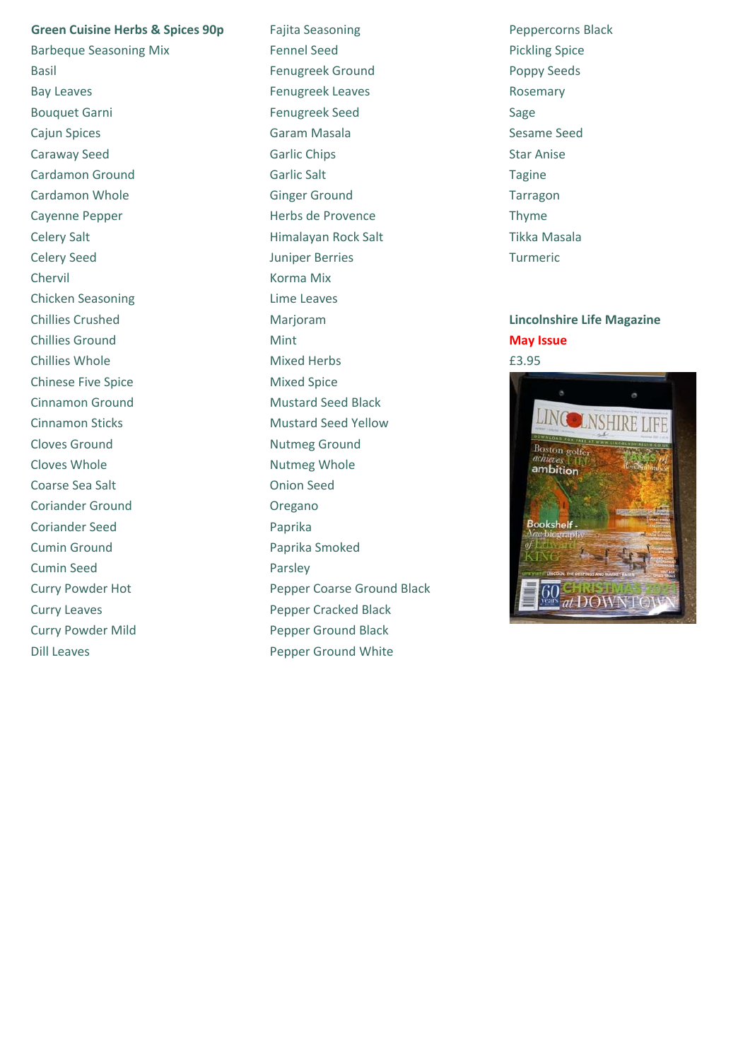**Green Cuisine Herbs & Spices 90p**

Barbeque Seasoning Mix
Basil
Bay Leaves
Bouquet Garni
Cajun Spices
Caraway Seed
Cardamon Ground
Cardamon Whole
Cayenne Pepper
Celery Salt
Celery Seed
Chervil
Chicken Seasoning
Chillies Crushed
Chillies Ground
Chillies Whole
Chinese Five Spice
Cinnamon Ground
Cinnamon Sticks
Cloves Ground
Cloves Whole
Coarse Sea Salt
Coriander Ground
Coriander Seed
Cumin Ground
Cumin Seed
Curry Powder Hot
Curry Leaves
Curry Powder Mild
Dill Leaves
Fajita Seasoning
Fennel Seed
Fenugreek Ground
Fenugreek Leaves
Fenugreek Seed
Garam Masala
Garlic Chips
Garlic Salt
Ginger Ground
Herbs de Provence
Himalayan Rock Salt
Juniper Berries
Korma Mix
Lime Leaves
Marjoram
Mint
Mixed Herbs
Mixed Spice
Mustard Seed Black
Mustard Seed Yellow
Nutmeg Ground
Nutmeg Whole
Onion Seed
Oregano
Paprika
Paprika Smoked
Parsley
Pepper Coarse Ground Black
Pepper Cracked Black
Pepper Ground Black
Pepper Ground White
Peppercorns Black
Pickling Spice
Poppy Seeds
Rosemary
Sage
Sesame Seed
Star Anise
Tagine
Tarragon
Thyme
Tikka Masala
Turmeric

**Lincolnshire Life Magazine**

**May Issue**

£3.95